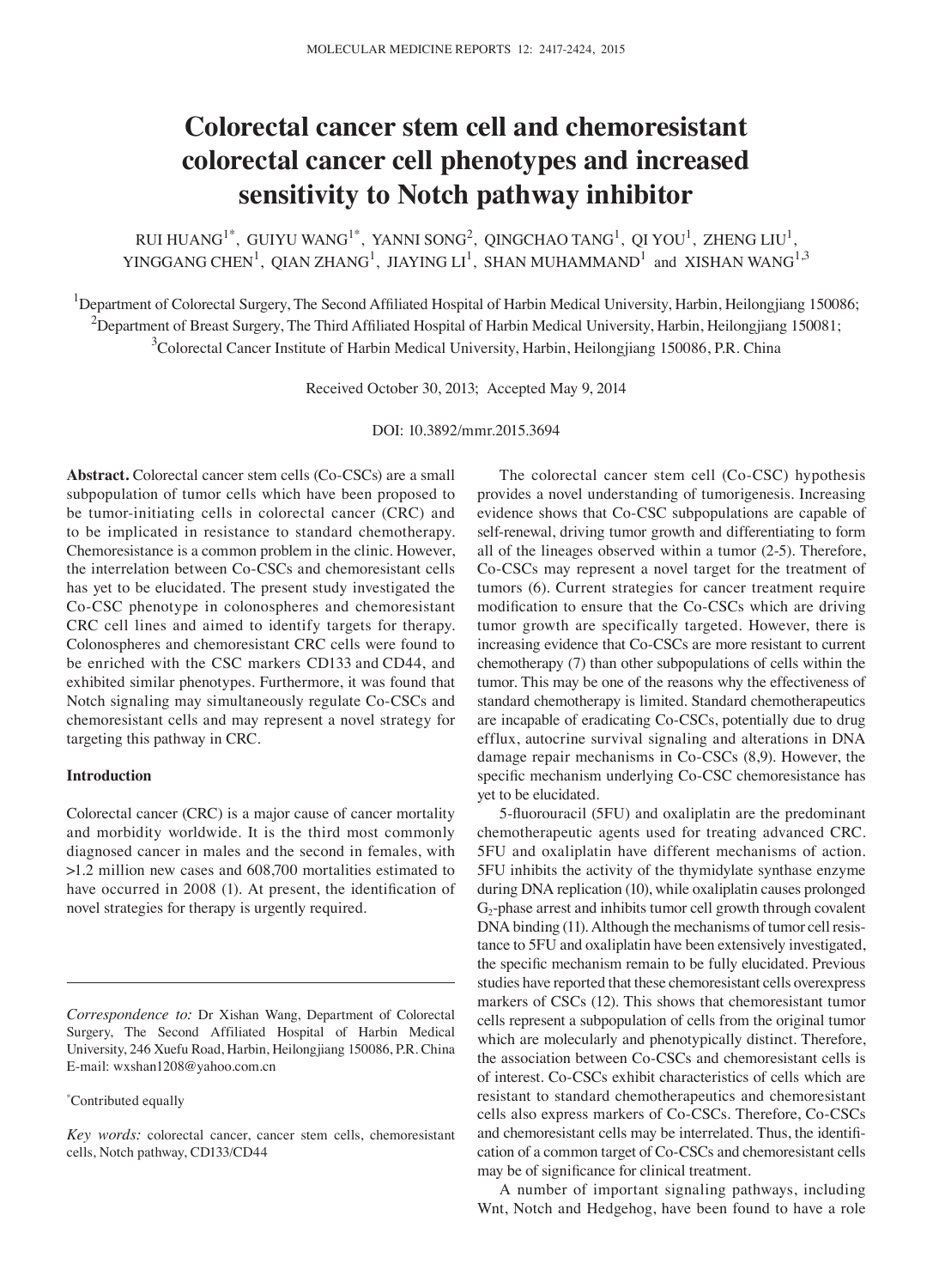# Colorectal cancer stem cell and chemoresistant colorectal cancer cell phenotypes and increased sensitivity to Notch pathway inhibitor

RUI HUANG[1*], GUIYU WANG[1*], YANNI SONG[2], QINGCHAO TANG[1], QI YOU[1], ZHENG LIU[1], YINGGANG CHEN[1], QIAN ZHANG[1], JIAYING LI[1], SHAN MUHAMMAND[1] and XISHAN WANG[1,3]

[1]Department of Colorectal Surgery, The Second Affiliated Hospital of Harbin Medical University, Harbin, Heilongjiang 150086; [2]Department of Breast Surgery, The Third Affiliated Hospital of Harbin Medical University, Harbin, Heilongjiang 150081; [3]Colorectal Cancer Institute of Harbin Medical University, Harbin, Heilongjiang 150086, P.R. China

Received October 30, 2013; Accepted May 9, 2014

DOI: 10.3892/mmr.2015.3694

**Abstract.** Colorectal cancer stem cells (Co-CSCs) are a small subpopulation of tumor cells which have been proposed to be tumor-initiating cells in colorectal cancer (CRC) and to be implicated in resistance to standard chemotherapy. Chemoresistance is a common problem in the clinic. However, the interrelation between Co-CSCs and chemoresistant cells has yet to be elucidated. The present study investigated the Co-CSC phenotype in colonospheres and chemoresistant CRC cell lines and aimed to identify targets for therapy. Colonospheres and chemoresistant CRC cells were found to be enriched with the CSC markers CD133 and CD44, and exhibited similar phenotypes. Furthermore, it was found that Notch signaling may simultaneously regulate Co-CSCs and chemoresistant cells and may represent a novel strategy for targeting this pathway in CRC.

## Introduction

Colorectal cancer (CRC) is a major cause of cancer mortality and morbidity worldwide. It is the third most commonly diagnosed cancer in males and the second in females, with >1.2 million new cases and 608,700 mortalities estimated to have occurred in 2008 (1). At present, the identification of novel strategies for therapy is urgently required.

The colorectal cancer stem cell (Co-CSC) hypothesis provides a novel understanding of tumorigenesis. Increasing evidence shows that Co-CSC subpopulations are capable of self-renewal, driving tumor growth and differentiating to form all of the lineages observed within a tumor (2-5). Therefore, Co-CSCs may represent a novel target for the treatment of tumors (6). Current strategies for cancer treatment require modification to ensure that the Co-CSCs which are driving tumor growth are specifically targeted. However, there is increasing evidence that Co-CSCs are more resistant to current chemotherapy (7) than other subpopulations of cells within the tumor. This may be one of the reasons why the effectiveness of standard chemotherapy is limited. Standard chemotherapeutics are incapable of eradicating Co-CSCs, potentially due to drug efflux, autocrine survival signaling and alterations in DNA damage repair mechanisms in Co-CSCs (8,9). However, the specific mechanism underlying Co-CSC chemoresistance has yet to be elucidated.

5-fluorouracil (5FU) and oxaliplatin are the predominant chemotherapeutic agents used for treating advanced CRC. 5FU and oxaliplatin have different mechanisms of action. 5FU inhibits the activity of the thymidylate synthase enzyme during DNA replication (10), while oxaliplatin causes prolonged $G_2$-phase arrest and inhibits tumor cell growth through covalent DNA binding (11). Although the mechanisms of tumor cell resistance to 5FU and oxaliplatin have been extensively investigated, the specific mechanism remain to be fully elucidated. Previous studies have reported that these chemoresistant cells overexpress markers of CSCs (12). This shows that chemoresistant tumor cells represent a subpopulation of cells from the original tumor which are molecularly and phenotypically distinct. Therefore, the association between Co-CSCs and chemoresistant cells is of interest. Co-CSCs exhibit characteristics of cells which are resistant to standard chemotherapeutics and chemoresistant cells also express markers of Co-CSCs. Therefore, Co-CSCs and chemoresistant cells may be interrelated. Thus, the identification of a common target of Co-CSCs and chemoresistant cells may be of significance for clinical treatment.

A number of important signaling pathways, including Wnt, Notch and Hedgehog, have been found to have a role

*Correspondence to:* Dr Xishan Wang, Department of Colorectal Surgery, The Second Affiliated Hospital of Harbin Medical University, 246 Xuefu Road, Harbin, Heilongjiang 150086, P.R. China
E-mail: wxshan1208@yahoo.com.cn

*Contributed equally

*Key words:* colorectal cancer, cancer stem cells, chemoresistant cells, Notch pathway, CD133/CD44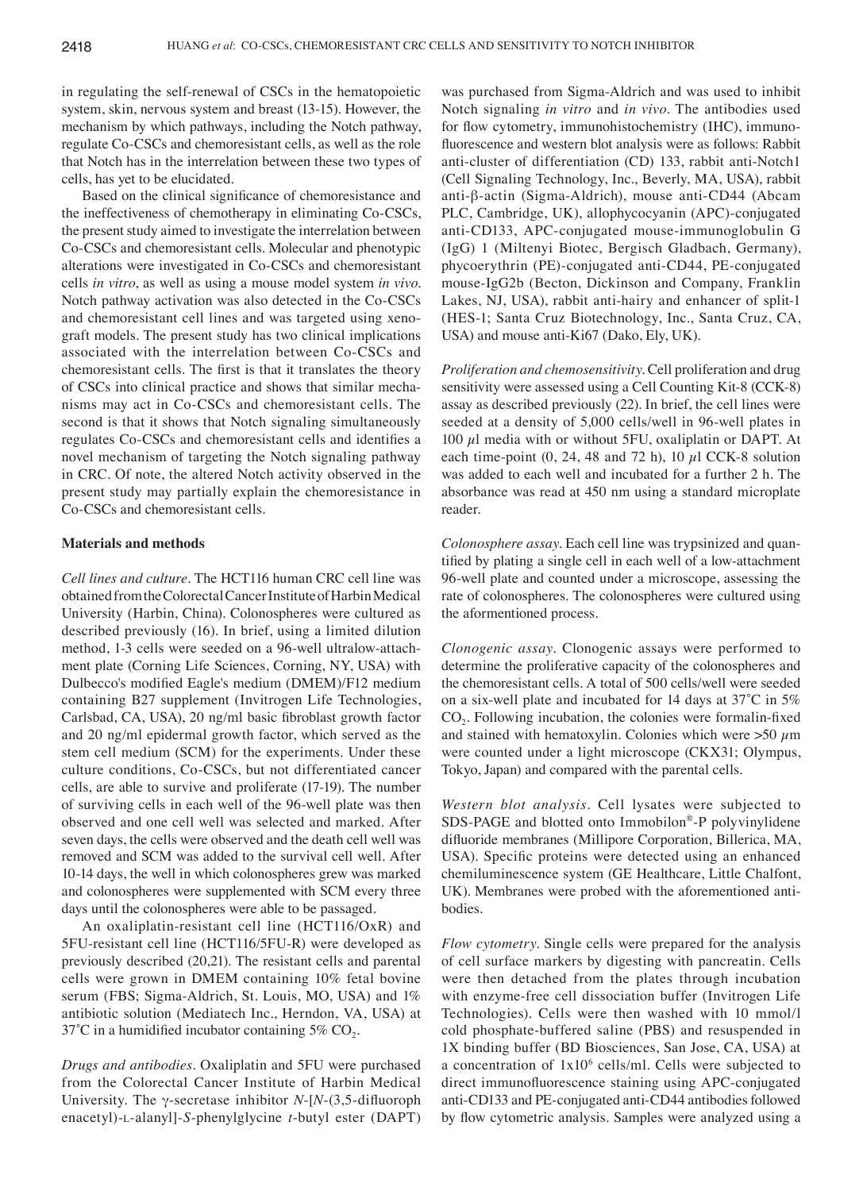in regulating the self-renewal of CSCs in the hematopoietic system, skin, nervous system and breast (13-15). However, the mechanism by which pathways, including the Notch pathway, regulate Co-CSCs and chemoresistant cells, as well as the role that Notch has in the interrelation between these two types of cells, has yet to be elucidated.

Based on the clinical significance of chemoresistance and the ineffectiveness of chemotherapy in eliminating Co-CSCs, the present study aimed to investigate the interrelation between Co-CSCs and chemoresistant cells. Molecular and phenotypic alterations were investigated in Co-CSCs and chemoresistant cells *in vitro*, as well as using a mouse model system *in vivo*. Notch pathway activation was also detected in the Co-CSCs and chemoresistant cell lines and was targeted using xenograft models. The present study has two clinical implications associated with the interrelation between Co-CSCs and chemoresistant cells. The first is that it translates the theory of CSCs into clinical practice and shows that similar mechanisms may act in Co-CSCs and chemoresistant cells. The second is that it shows that Notch signaling simultaneously regulates Co-CSCs and chemoresistant cells and identifies a novel mechanism of targeting the Notch signaling pathway in CRC. Of note, the altered Notch activity observed in the present study may partially explain the chemoresistance in Co-CSCs and chemoresistant cells.

## Materials and methods

*Cell lines and culture*. The HCT116 human CRC cell line was obtained from the Colorectal Cancer Institute of Harbin Medical University (Harbin, China). Colonospheres were cultured as described previously (16). In brief, using a limited dilution method, 1-3 cells were seeded on a 96-well ultralow-attachment plate (Corning Life Sciences, Corning, NY, USA) with Dulbecco's modified Eagle's medium (DMEM)/F12 medium containing B27 supplement (Invitrogen Life Technologies, Carlsbad, CA, USA), 20 ng/ml basic fibroblast growth factor and 20 ng/ml epidermal growth factor, which served as the stem cell medium (SCM) for the experiments. Under these culture conditions, Co-CSCs, but not differentiated cancer cells, are able to survive and proliferate (17-19). The number of surviving cells in each well of the 96-well plate was then observed and one cell well was selected and marked. After seven days, the cells were observed and the death cell well was removed and SCM was added to the survival cell well. After 10-14 days, the well in which colonospheres grew was marked and colonospheres were supplemented with SCM every three days until the colonospheres were able to be passaged.

An oxaliplatin-resistant cell line (HCT116/OxR) and 5FU-resistant cell line (HCT116/5FU-R) were developed as previously described (20,21). The resistant cells and parental cells were grown in DMEM containing 10% fetal bovine serum (FBS; Sigma-Aldrich, St. Louis, MO, USA) and 1% antibiotic solution (Mediatech Inc., Herndon, VA, USA) at 37˚C in a humidified incubator containing 5% $CO_2$.

*Drugs and antibodies*. Oxaliplatin and 5FU were purchased from the Colorectal Cancer Institute of Harbin Medical University. The γ-secretase inhibitor *N*-[*N*-(3,5-difluorophenacetyl)-L-alanyl]-*S*-phenylglycine *t*-butyl ester (DAPT) was purchased from Sigma-Aldrich and was used to inhibit Notch signaling *in vitro* and *in vivo*. The antibodies used for flow cytometry, immunohistochemistry (IHC), immunofluorescence and western blot analysis were as follows: Rabbit anti-cluster of differentiation (CD) 133, rabbit anti-Notch1 (Cell Signaling Technology, Inc., Beverly, MA, USA), rabbit anti-β-actin (Sigma-Aldrich), mouse anti-CD44 (Abcam PLC, Cambridge, UK), allophycocyanin (APC)-conjugated anti-CD133, APC-conjugated mouse-immunoglobulin G (IgG) 1 (Miltenyi Biotec, Bergisch Gladbach, Germany), phycoerythrin (PE)-conjugated anti-CD44, PE-conjugated mouse-IgG2b (Becton, Dickinson and Company, Franklin Lakes, NJ, USA), rabbit anti-hairy and enhancer of split-1 (HES-1; Santa Cruz Biotechnology, Inc., Santa Cruz, CA, USA) and mouse anti-Ki67 (Dako, Ely, UK).

*Proliferation and chemosensitivity*. Cell proliferation and drug sensitivity were assessed using a Cell Counting Kit-8 (CCK-8) assay as described previously (22). In brief, the cell lines were seeded at a density of 5,000 cells/well in 96-well plates in 100 $\mu$l media with or without 5FU, oxaliplatin or DAPT. At each time-point (0, 24, 48 and 72 h), 10 $\mu$l CCK-8 solution was added to each well and incubated for a further 2 h. The absorbance was read at 450 nm using a standard microplate reader.

*Colonosphere assay*. Each cell line was trypsinized and quantified by plating a single cell in each well of a low-attachment 96-well plate and counted under a microscope, assessing the rate of colonospheres. The colonospheres were cultured using the aforementioned process.

*Clonogenic assay*. Clonogenic assays were performed to determine the proliferative capacity of the colonospheres and the chemoresistant cells. A total of 500 cells/well were seeded on a six-well plate and incubated for 14 days at 37˚C in 5% $CO_2$. Following incubation, the colonies were formalin-fixed and stained with hematoxylin. Colonies which were >50 $\mu$m were counted under a light microscope (CKX31; Olympus, Tokyo, Japan) and compared with the parental cells.

*Western blot analysis*. Cell lysates were subjected to SDS-PAGE and blotted onto Immobilon®-P polyvinylidene difluoride membranes (Millipore Corporation, Billerica, MA, USA). Specific proteins were detected using an enhanced chemiluminescence system (GE Healthcare, Little Chalfont, UK). Membranes were probed with the aforementioned antibodies.

*Flow cytometry*. Single cells were prepared for the analysis of cell surface markers by digesting with pancreatin. Cells were then detached from the plates through incubation with enzyme-free cell dissociation buffer (Invitrogen Life Technologies). Cells were then washed with 10 mmol/l cold phosphate-buffered saline (PBS) and resuspended in 1X binding buffer (BD Biosciences, San Jose, CA, USA) at a concentration of $1x10^6$ cells/ml. Cells were subjected to direct immunofluorescence staining using APC-conjugated anti-CD133 and PE-conjugated anti-CD44 antibodies followed by flow cytometric analysis. Samples were analyzed using a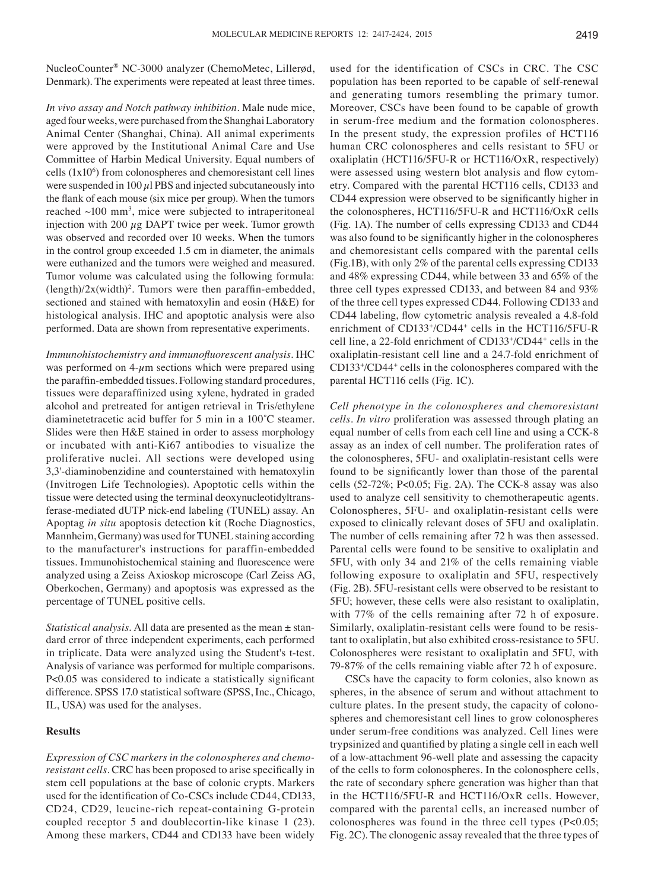NucleoCounter® NC-3000 analyzer (ChemoMetec, Allerød, Denmark). The experiments were repeated at least three times.

*In vivo assay and Notch pathway inhibition.* Male nude mice, aged four weeks, were purchased from the Shanghai Laboratory Animal Center (Shanghai, China). All animal experiments were approved by the Institutional Animal Care and Use Committee of Harbin Medical University. Equal numbers of cells ($1 \times 10^6$) from colonospheres and chemoresistant cell lines were suspended in 100 $\mu$l PBS and injected subcutaneously into the flank of each mouse (six mice per group). When the tumors reached ~100 mm$^3$, mice were subjected to intraperitoneal injection with 200 $\mu$g DAPT twice per week. Tumor growth was observed and recorded over 10 weeks. When the tumors in the control group exceeded 1.5 cm in diameter, the animals were euthanized and the tumors were weighed and measured. Tumor volume was calculated using the following formula: $(\text{length})/2 \times (\text{width})^2$. Tumors were then paraffin-embedded, sectioned and stained with hematoxylin and eosin (H&E) for histological analysis. IHC and apoptotic analysis were also performed. Data are shown from representative experiments.

*Immunohistochemistry and immunofluorescent analysis.* IHC was performed on 4-$\mu$m sections which were prepared using the paraffin-embedded tissues. Following standard procedures, tissues were deparaffinized using xylene, hydrated in graded alcohol and pretreated for antigen retrieval in Tris/ethylene diaminetetracetic acid buffer for 5 min in a 100°C steamer. Slides were then H&E stained in order to assess morphology or incubated with anti-Ki67 antibodies to visualize the proliferative nuclei. All sections were developed using 3,3'-diaminobenzidine and counterstained with hematoxylin (Invitrogen Life Technologies). Apoptotic cells within the tissue were detected using the terminal deoxynucleotidyltransferase-mediated dUTP nick-end labeling (TUNEL) assay. An Apoptag *in situ* apoptosis detection kit (Roche Diagnostics, Mannheim, Germany) was used for TUNEL staining according to the manufacturer's instructions for paraffin-embedded tissues. Immunohistochemical staining and fluorescence were analyzed using a Zeiss Axioskop microscope (Carl Zeiss AG, Oberkochen, Germany) and apoptosis was expressed as the percentage of TUNEL positive cells.

*Statistical analysis.* All data are presented as the mean ± standard error of three independent experiments, each performed in triplicate. Data were analyzed using the Student's t-test. Analysis of variance was performed for multiple comparisons. $P<0.05$ was considered to indicate a statistically significant difference. SPSS 17.0 statistical software (SPSS, Inc., Chicago, IL, USA) was used for the analyses.

## Results

*Expression of CSC markers in the colonospheres and chemoresistant cells.* CRC has been proposed to arise specifically in stem cell populations at the base of colonic crypts. Markers used for the identification of Co-CSCs include CD44, CD133, CD24, CD29, leucine-rich repeat-containing G-protein coupled receptor 5 and doublecortin-like kinase 1 (23). Among these markers, CD44 and CD133 have been widely used for the identification of CSCs in CRC. The CSC population has been reported to be capable of self-renewal and generating tumors resembling the primary tumor. Moreover, CSCs have been found to be capable of growth in serum-free medium and the formation colonospheres. In the present study, the expression profiles of HCT116 human CRC colonospheres and cells resistant to 5FU or oxaliplatin (HCT116/5FU-R or HCT116/OxR, respectively) were assessed using western blot analysis and flow cytometry. Compared with the parental HCT116 cells, CD133 and CD44 expression were observed to be significantly higher in the colonospheres, HCT116/5FU-R and HCT116/OxR cells (Fig. 1A). The number of cells expressing CD133 and CD44 was also found to be significantly higher in the colonospheres and chemoresistant cells compared with the parental cells (Fig.1B), with only 2% of the parental cells expressing CD133 and 48% expressing CD44, while between 33 and 65% of the three cell types expressed CD133, and between 84 and 93% of the three cell types expressed CD44. Following CD133 and CD44 labeling, flow cytometric analysis revealed a 4.8-fold enrichment of $CD133^+/CD44^+$ cells in the HCT116/5FU-R cell line, a 22-fold enrichment of $CD133^+/CD44^+$ cells in the oxaliplatin-resistant cell line and a 24.7-fold enrichment of $CD133^+/CD44^+$ cells in the colonospheres compared with the parental HCT116 cells (Fig. 1C).

*Cell phenotype in the colonospheres and chemoresistant cells. In vitro* proliferation was assessed through plating an equal number of cells from each cell line and using a CCK-8 assay as an index of cell number. The proliferation rates of the colonospheres, 5FU- and oxaliplatin-resistant cells were found to be significantly lower than those of the parental cells (52-72%; $P<0.05$; Fig. 2A). The CCK-8 assay was also used to analyze cell sensitivity to chemotherapeutic agents. Colonospheres, 5FU- and oxaliplatin-resistant cells were exposed to clinically relevant doses of 5FU and oxaliplatin. The number of cells remaining after 72 h was then assessed. Parental cells were found to be sensitive to oxaliplatin and 5FU, with only 34 and 21% of the cells remaining viable following exposure to oxaliplatin and 5FU, respectively (Fig. 2B). 5FU-resistant cells were observed to be resistant to 5FU; however, these cells were also resistant to oxaliplatin, with 77% of the cells remaining after 72 h of exposure. Similarly, oxaliplatin-resistant cells were found to be resistant to oxaliplatin, but also exhibited cross-resistance to 5FU. Colonospheres were resistant to oxaliplatin and 5FU, with 79-87% of the cells remaining viable after 72 h of exposure.

CSCs have the capacity to form colonies, also known as spheres, in the absence of serum and without attachment to culture plates. In the present study, the capacity of colonospheres and chemoresistant cell lines to grow colonospheres under serum-free conditions was analyzed. Cell lines were trypsinized and quantified by plating a single cell in each well of a low-attachment 96-well plate and assessing the capacity of the cells to form colonospheres. In the colonosphere cells, the rate of secondary sphere generation was higher than that in the HCT116/5FU-R and HCT116/OxR cells. However, compared with the parental cells, an increased number of colonospheres was found in the three cell types ($P<0.05$; Fig. 2C). The clonogenic assay revealed that the three types of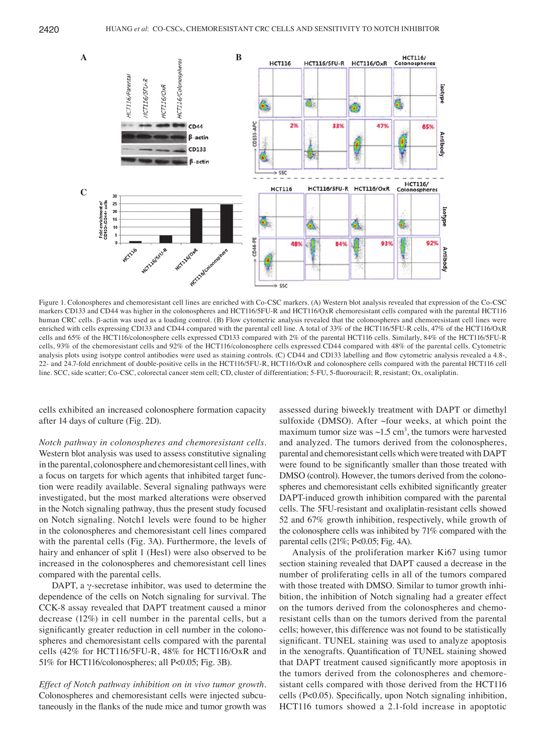Figure 1. Colonospheres and chemoresistant cell lines are enriched with Co-CSC markers. (A) Western blot analysis revealed that expression of the Co-CSC markers CD133 and CD44 was higher in the colonospheres and HCT116/5FU-R and HCT116/OxR chemoresistant cells compared with the parental HCT116 human CRC cells. β-actin was used as a loading control. (B) Flow cytometric analysis revealed that the colonospheres and chemoresistant cell lines were enriched with cells expressing CD133 and CD44 compared with the parental cell line. A total of 33% of the HCT116/5FU-R cells, 47% of the HCT116/OxR cells and 65% of the HCT116/colonosphere cells expressed CD133 compared with 2% of the parental HCT116 cells. Similarly, 84% of the HCT116/5FU-R cells, 93% of the chemoresistant cells and 92% of the HCT116/colonosphere cells expressed CD44 compared with 48% of the parental cells. Cytometric analysis plots using isotype control antibodies were used as staining controls. (C) CD44 and CD133 labelling and flow cytometric analysis revealed a 4.8-, 22- and 24.7-fold enrichment of double-positive cells in the HCT116/5FU-R, HCT116/OxR and colonosphere cells compared with the parental HCT116 cell line. SCC, side scatter; Co-CSC, colorectal cancer stem cell; CD, cluster of differentiation; 5-FU, 5-fluorouracil; R, resistant; Ox, oxaliplatin.

cells exhibited an increased colonosphere formation capacity after 14 days of culture (Fig. 2D).

*Notch pathway in colonospheres and chemoresistant cells.* Western blot analysis was used to assess constitutive signaling in the parental, colonosphere and chemoresistant cell lines, with a focus on targets for which agents that inhibited target function were readily available. Several signaling pathways were investigated, but the most marked alterations were observed in the Notch signaling pathway, thus the present study focused on Notch signaling. Notch1 levels were found to be higher in the colonospheres and chemoresistant cell lines compared with the parental cells (Fig. 3A). Furthermore, the levels of hairy and enhancer of split 1 (Hes1) were also observed to be increased in the colonospheres and chemoresistant cell lines compared with the parental cells.

DAPT, a γ-secretase inhibitor, was used to determine the dependence of the cells on Notch signaling for survival. The CCK-8 assay revealed that DAPT treatment caused a minor decrease (12%) in cell number in the parental cells, but a significantly greater reduction in cell number in the colonospheres and chemoresistant cells compared with the parental cells (42% for HCT116/5FU-R, 48% for HCT116/OxR and 51% for HCT116/colonospheres; all $P<0.05$; Fig. 3B).

*Effect of Notch pathway inhibition on in vivo tumor growth.* Colonospheres and chemoresistant cells were injected subcutaneously in the flanks of the nude mice and tumor growth was assessed during biweekly treatment with DAPT or dimethyl sulfoxide (DMSO). After ~four weeks, at which point the maximum tumor size was ~1.5 $cm^3$, the tumors were harvested and analyzed. The tumors derived from the colonospheres, parental and chemoresistant cells which were treated with DAPT were found to be significantly smaller than those treated with DMSO (control). However, the tumors derived from the colonospheres and chemoresistant cells exhibited significantly greater DAPT-induced growth inhibition compared with the parental cells. The 5FU-resistant and oxaliplatin-resistant cells showed 52 and 67% growth inhibition, respectively, while growth of the colonosphere cells was inhibited by 71% compared with the parental cells (21%; $P<0.05$; Fig. 4A).

Analysis of the proliferation marker Ki67 using tumor section staining revealed that DAPT caused a decrease in the number of proliferating cells in all of the tumors compared with those treated with DMSO. Similar to tumor growth inhibition, the inhibition of Notch signaling had a greater effect on the tumors derived from the colonospheres and chemoresistant cells than on the tumors derived from the parental cells; however, this difference was not found to be statistically significant. TUNEL staining was used to analyze apoptosis in the xenografts. Quantification of TUNEL staining showed that DAPT treatment caused significantly more apoptosis in the tumors derived from the colonospheres and chemoresistant cells compared with those derived from the HCT116 cells ($P<0.05$). Specifically, upon Notch signaling inhibition, HCT116 tumors showed a 2.1-fold increase in apoptotic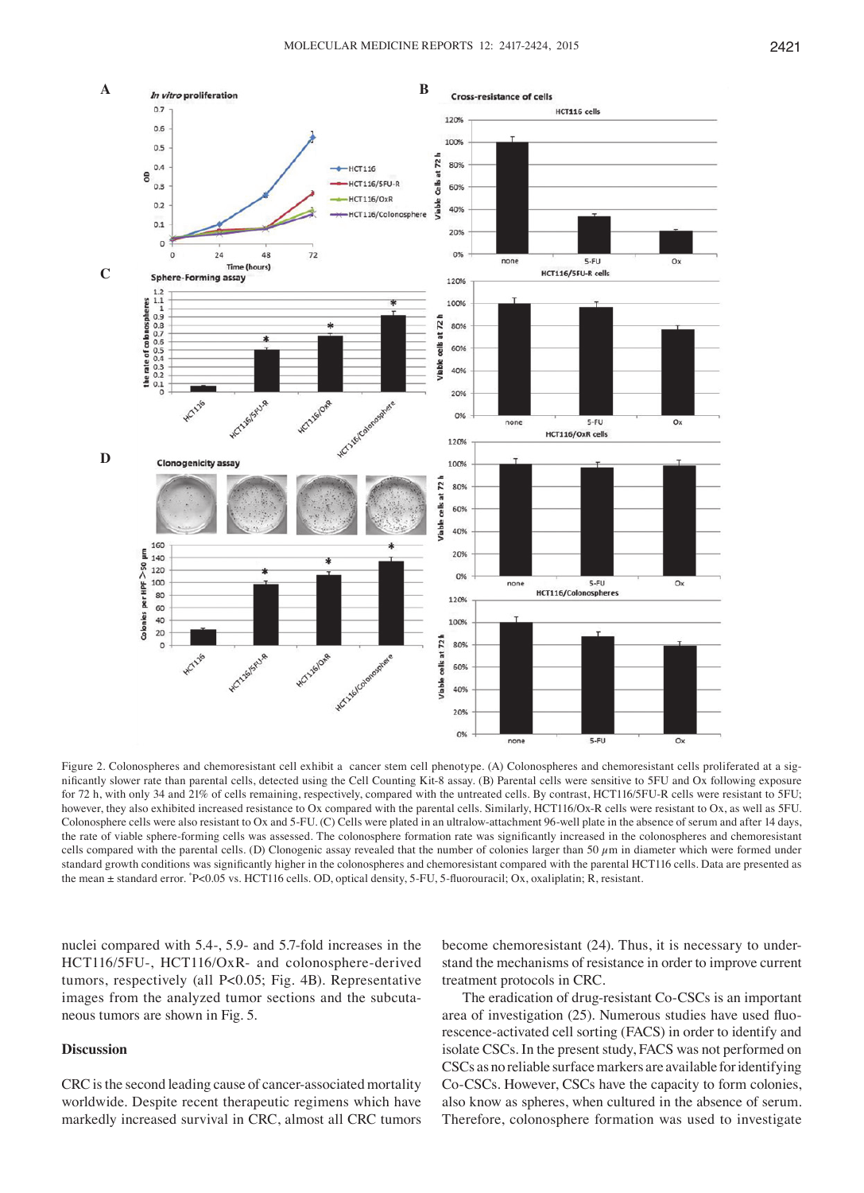Figure 2. Colonospheres and chemoresistant cell exhibit a cancer stem cell phenotype. (A) Colonospheres and chemoresistant cells proliferated at a significantly slower rate than parental cells, detected using the Cell Counting Kit-8 assay. (B) Parental cells were sensitive to 5FU and Ox following exposure for 72 h, with only 34 and 21% of cells remaining, respectively, compared with the untreated cells. By contrast, HCT116/5FU-R cells were resistant to 5FU; however, they also exhibited increased resistance to Ox compared with the parental cells. Similarly, HCT116/Ox-R cells were resistant to Ox, as well as 5FU. Colonosphere cells were also resistant to Ox and 5-FU. (C) Cells were plated in an ultralow-attachment 96-well plate in the absence of serum and after 14 days, the rate of viable sphere-forming cells was assessed. The colonosphere formation rate was significantly increased in the colonospheres and chemoresistant cells compared with the parental cells. (D) Clonogenic assay revealed that the number of colonies larger than 50 $\mu$m in diameter which were formed under standard growth conditions was significantly higher in the colonospheres and chemoresistant compared with the parental HCT116 cells. Data are presented as the mean ± standard error. *P<0.05 vs. HCT116 cells. OD, optical density, 5-FU, 5-fluorouracil; Ox, oxaliplatin; R, resistant.

nuclei compared with 5.4-, 5.9- and 5.7-fold increases in the HCT116/5FU-, HCT116/OxR- and colonosphere-derived tumors, respectively (all P<0.05; Fig. 4B). Representative images from the analyzed tumor sections and the subcutaneous tumors are shown in Fig. 5.

## Discussion

CRC is the second leading cause of cancer-associated mortality worldwide. Despite recent therapeutic regimens which have markedly increased survival in CRC, almost all CRC tumors become chemoresistant (24). Thus, it is necessary to understand the mechanisms of resistance in order to improve current treatment protocols in CRC.

The eradication of drug-resistant Co-CSCs is an important area of investigation (25). Numerous studies have used fluorescence-activated cell sorting (FACS) in order to identify and isolate CSCs. In the present study, FACS was not performed on CSCs as no reliable surface markers are available for identifying Co-CSCs. However, CSCs have the capacity to form colonies, also know as spheres, when cultured in the absence of serum. Therefore, colonosphere formation was used to investigate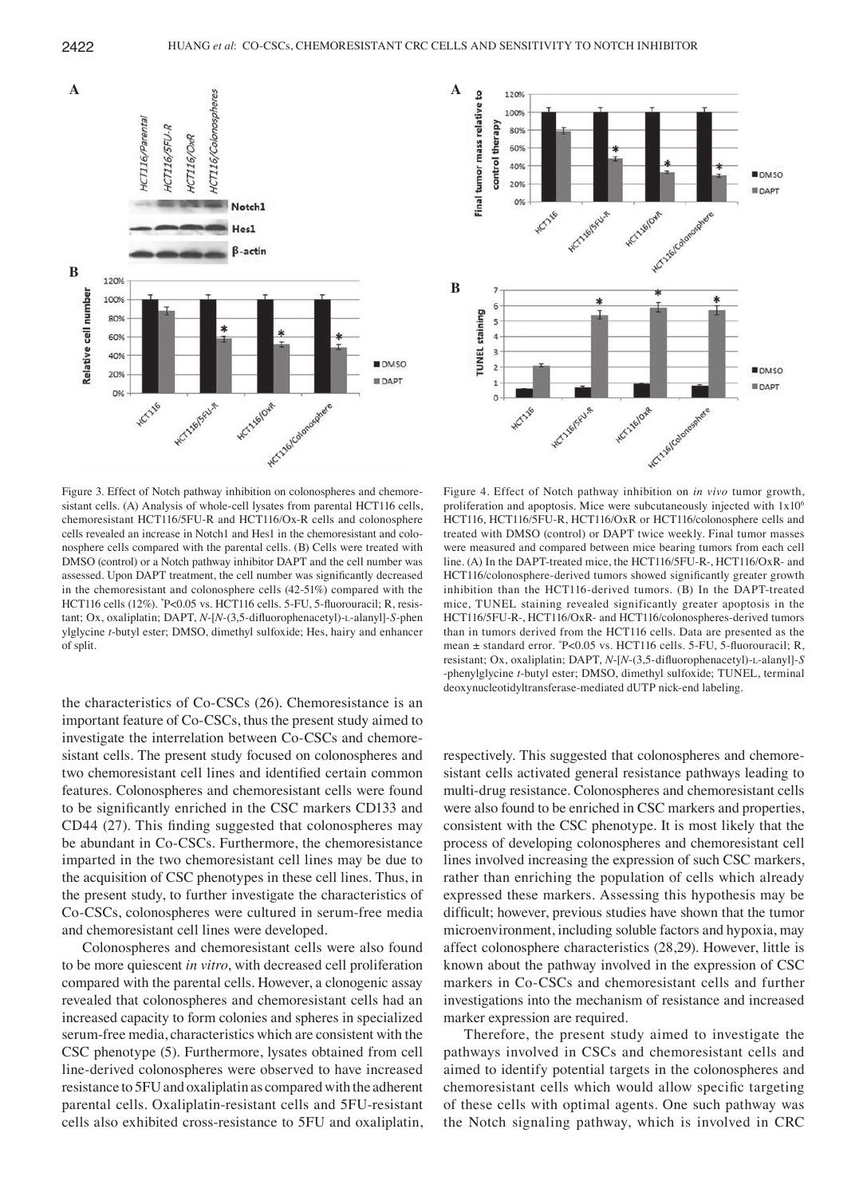Figure 3. Effect of Notch pathway inhibition on colonospheres and chemoresistant cells. (A) Analysis of whole-cell lysates from parental HCT116 cells, chemoresistant HCT116/5FU-R and HCT116/Ox-R cells and colonosphere cells revealed an increase in Notch1 and Hes1 in the chemoresistant and colonosphere cells compared with the parental cells. (B) Cells were treated with DMSO (control) or a Notch pathway inhibitor DAPT and the cell number was assessed. Upon DAPT treatment, the cell number was significantly decreased in the chemoresistant and colonosphere cells (42-51%) compared with the HCT116 cells (12%). *P<0.05 vs. HCT116 cells. 5-FU, 5-fluorouracil; R, resistant; Ox, oxaliplatin; DAPT, *N*-[*N*-(3,5-difluorophenacetyl)-L-alanyl]-*S*-phenylglycine *t*-butyl ester; DMSO, dimethyl sulfoxide; Hes, hairy and enhancer of split.

Figure 4. Effect of Notch pathway inhibition on *in vivo* tumor growth, proliferation and apoptosis. Mice were subcutaneously injected with $1x10^6$ HCT116, HCT116/5FU-R, HCT116/OxR or HCT116/colonosphere cells and treated with DMSO (control) or DAPT twice weekly. Final tumor masses were measured and compared between mice bearing tumors from each cell line. (A) In the DAPT-treated mice, the HCT116/5FU-R-, HCT116/OxR- and HCT116/colonosphere-derived tumors showed significantly greater growth inhibition than the HCT116-derived tumors. (B) In the DAPT-treated mice, TUNEL staining revealed significantly greater apoptosis in the HCT116/5FU-R-, HCT116/OxR- and HCT116/colonospheres-derived tumors than in tumors derived from the HCT116 cells. Data are presented as the mean ± standard error. *P<0.05 vs. HCT116 cells. 5-FU, 5-fluorouracil; R, resistant; Ox, oxaliplatin; DAPT, *N*-[*N*-(3,5-difluorophenacetyl)-L-alanyl]-*S*-phenylglycine *t*-butyl ester; DMSO, dimethyl sulfoxide; TUNEL, terminal deoxynucleotidyltransferase-mediated dUTP nick-end labeling.

the characteristics of Co-CSCs (26). Chemoresistance is an important feature of Co-CSCs, thus the present study aimed to investigate the interrelation between Co-CSCs and chemoresistant cells. The present study focused on colonospheres and two chemoresistant cell lines and identified certain common features. Colonospheres and chemoresistant cells were found to be significantly enriched in the CSC markers CD133 and CD44 (27). This finding suggested that colonospheres may be abundant in Co-CSCs. Furthermore, the chemoresistance imparted in the two chemoresistant cell lines may be due to the acquisition of CSC phenotypes in these cell lines. Thus, in the present study, to further investigate the characteristics of Co-CSCs, colonospheres were cultured in serum-free media and chemoresistant cell lines were developed.

Colonospheres and chemoresistant cells were also found to be more quiescent *in vitro*, with decreased cell proliferation compared with the parental cells. However, a clonogenic assay revealed that colonospheres and chemoresistant cells had an increased capacity to form colonies and spheres in specialized serum-free media, characteristics which are consistent with the CSC phenotype (5). Furthermore, lysates obtained from cell line-derived colonospheres were observed to have increased resistance to 5FU and oxaliplatin as compared with the adherent parental cells. Oxaliplatin-resistant cells and 5FU-resistant cells also exhibited cross-resistance to 5FU and oxaliplatin, respectively. This suggested that colonospheres and chemoresistant cells activated general resistance pathways leading to multi-drug resistance. Colonospheres and chemoresistant cells were also found to be enriched in CSC markers and properties, consistent with the CSC phenotype. It is most likely that the process of developing colonospheres and chemoresistant cell lines involved increasing the expression of such CSC markers, rather than enriching the population of cells which already expressed these markers. Assessing this hypothesis may be difficult; however, previous studies have shown that the tumor microenvironment, including soluble factors and hypoxia, may affect colonosphere characteristics (28,29). However, little is known about the pathway involved in the expression of CSC markers in Co-CSCs and chemoresistant cells and further investigations into the mechanism of resistance and increased marker expression are required.

Therefore, the present study aimed to investigate the pathways involved in CSCs and chemoresistant cells and aimed to identify potential targets in the colonospheres and chemoresistant cells which would allow specific targeting of these cells with optimal agents. One such pathway was the Notch signaling pathway, which is involved in CRC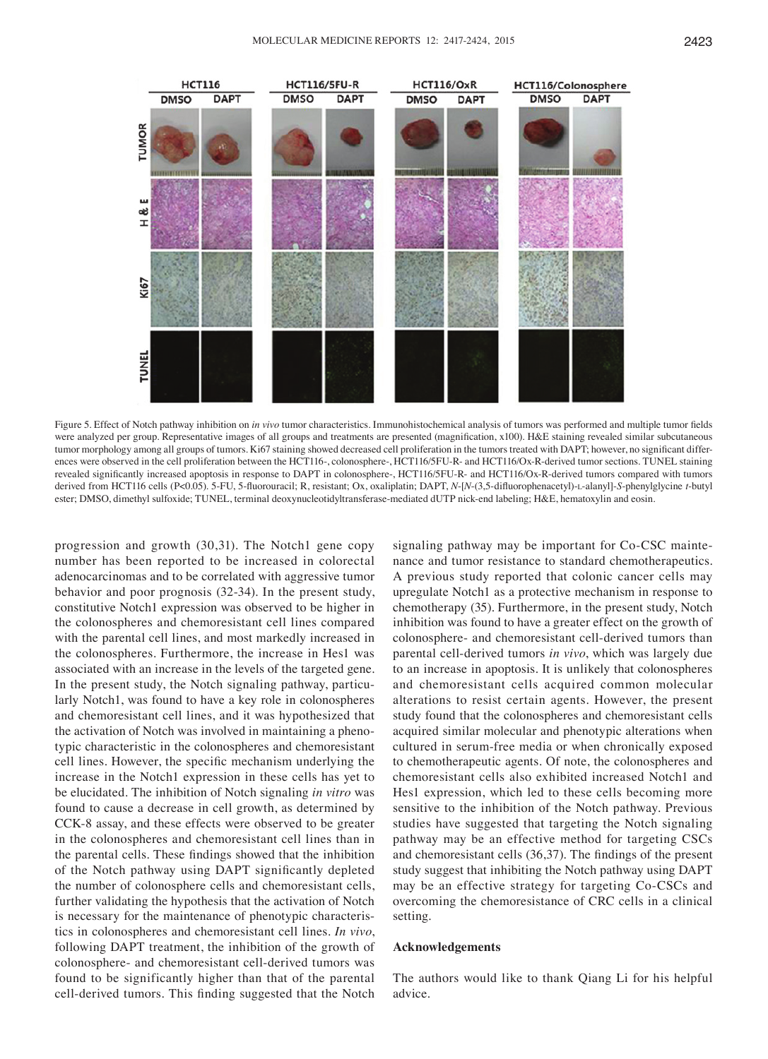Figure 5. Effect of Notch pathway inhibition on *in vivo* tumor characteristics. Immunohistochemical analysis of tumors was performed and multiple tumor fields were analyzed per group. Representative images of all groups and treatments are presented (magnification, x100). H&E staining revealed similar subcutaneous tumor morphology among all groups of tumors. Ki67 staining showed decreased cell proliferation in the tumors treated with DAPT; however, no significant differences were observed in the cell proliferation between the HCT116-, colonosphere-, HCT116/5FU-R- and HCT116/Ox-R-derived tumor sections. TUNEL staining revealed significantly increased apoptosis in response to DAPT in colonosphere-, HCT116/5FU-R- and HCT116/Ox-R-derived tumors compared with tumors derived from HCT116 cells (P<0.05). 5-FU, 5-fluorouracil; R, resistant; Ox, oxaliplatin; DAPT, *N*-[*N*-(3,5-difluorophenacetyl)-L-alanyl]-*S*-phenylglycine *t*-butyl ester; DMSO, dimethyl sulfoxide; TUNEL, terminal deoxynucleotidyltransferase-mediated dUTP nick-end labeling; H&E, hematoxylin and eosin.

progression and growth (30,31). The Notch1 gene copy number has been reported to be increased in colorectal adenocarcinomas and to be correlated with aggressive tumor behavior and poor prognosis (32-34). In the present study, constitutive Notch1 expression was observed to be higher in the colonospheres and chemoresistant cell lines compared with the parental cell lines, and most markedly increased in the colonospheres. Furthermore, the increase in Hes1 was associated with an increase in the levels of the targeted gene. In the present study, the Notch signaling pathway, particularly Notch1, was found to have a key role in colonospheres and chemoresistant cell lines, and it was hypothesized that the activation of Notch was involved in maintaining a phenotypic characteristic in the colonospheres and chemoresistant cell lines. However, the specific mechanism underlying the increase in the Notch1 expression in these cells has yet to be elucidated. The inhibition of Notch signaling *in vitro* was found to cause a decrease in cell growth, as determined by CCK-8 assay, and these effects were observed to be greater in the colonospheres and chemoresistant cell lines than in the parental cells. These findings showed that the inhibition of the Notch pathway using DAPT significantly depleted the number of colonosphere cells and chemoresistant cells, further validating the hypothesis that the activation of Notch is necessary for the maintenance of phenotypic characteristics in colonospheres and chemoresistant cell lines. *In vivo*, following DAPT treatment, the inhibition of the growth of colonosphere- and chemoresistant cell-derived tumors was found to be significantly higher than that of the parental cell-derived tumors. This finding suggested that the Notch signaling pathway may be important for Co-CSC maintenance and tumor resistance to standard chemotherapeutics. A previous study reported that colonic cancer cells may upregulate Notch1 as a protective mechanism in response to chemotherapy (35). Furthermore, in the present study, Notch inhibition was found to have a greater effect on the growth of colonosphere- and chemoresistant cell-derived tumors than parental cell-derived tumors *in vivo*, which was largely due to an increase in apoptosis. It is unlikely that colonospheres and chemoresistant cells acquired common molecular alterations to resist certain agents. However, the present study found that the colonospheres and chemoresistant cells acquired similar molecular and phenotypic alterations when cultured in serum-free media or when chronically exposed to chemotherapeutic agents. Of note, the colonospheres and chemoresistant cells also exhibited increased Notch1 and Hes1 expression, which led to these cells becoming more sensitive to the inhibition of the Notch pathway. Previous studies have suggested that targeting the Notch signaling pathway may be an effective method for targeting CSCs and chemoresistant cells (36,37). The findings of the present study suggest that inhibiting the Notch pathway using DAPT may be an effective strategy for targeting Co-CSCs and overcoming the chemoresistance of CRC cells in a clinical setting.

## Acknowledgements

The authors would like to thank Qiang Li for his helpful advice.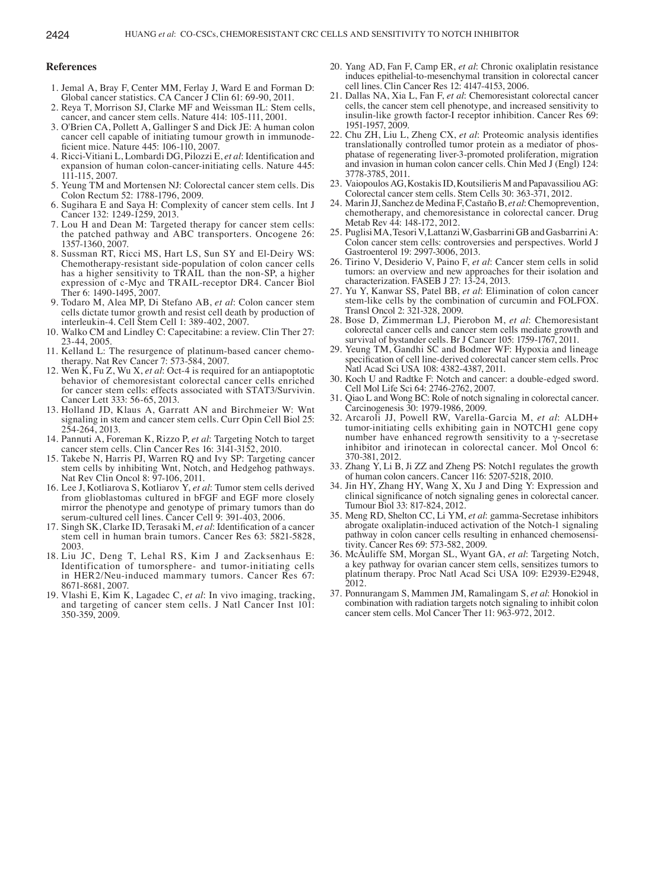## References

1. Jemal A, Bray F, Center MM, Ferlay J, Ward E and Forman D: Global cancer statistics. CA Cancer J Clin 61: 69-90, 2011.
2. Reya T, Morrison SJ, Clarke MF and Weissman IL: Stem cells, cancer, and cancer stem cells. Nature 414: 105-111, 2001.
3. O'Brien CA, Pollett A, Gallinger S and Dick JE: A human colon cancer cell capable of initiating tumour growth in immunodeficient mice. Nature 445: 106-110, 2007.
4. Ricci-Vitiani L, Lombardi DG, Pilozzi E, *et al*: Identification and expansion of human colon-cancer-initiating cells. Nature 445: 111-115, 2007.
5. Yeung TM and Mortensen NJ: Colorectal cancer stem cells. Dis Colon Rectum 52: 1788-1796, 2009.
6. Sugihara E and Saya H: Complexity of cancer stem cells. Int J Cancer 132: 1249-1259, 2013.
7. Lou H and Dean M: Targeted therapy for cancer stem cells: the patched pathway and ABC transporters. Oncogene 26: 1357-1360, 2007.
8. Sussman RT, Ricci MS, Hart LS, Sun SY and El-Deiry WS: Chemotherapy-resistant side-population of colon cancer cells has a higher sensitivity to TRAIL than the non-SP, a higher expression of c-Myc and TRAIL-receptor DR4. Cancer Biol Ther 6: 1490-1495, 2007.
9. Todaro M, Alea MP, Di Stefano AB, *et al*: Colon cancer stem cells dictate tumor growth and resist cell death by production of interleukin-4. Cell Stem Cell 1: 389-402, 2007.
10. Walko CM and Lindley C: Capecitabine: a review. Clin Ther 27: 23-44, 2005.
11. Kelland L: The resurgence of platinum-based cancer chemotherapy. Nat Rev Cancer 7: 573-584, 2007.
12. Wen K, Fu Z, Wu X, *et al*: Oct-4 is required for an antiapoptotic behavior of chemoresistant colorectal cancer cells enriched for cancer stem cells: effects associated with STAT3/Survivin. Cancer Lett 333: 56-65, 2013.
13. Holland JD, Klaus A, Garratt AN and Birchmeier W: Wnt signaling in stem and cancer stem cells. Curr Opin Cell Biol 25: 254-264, 2013.
14. Pannuti A, Foreman K, Rizzo P, *et al*: Targeting Notch to target cancer stem cells. Clin Cancer Res 16: 3141-3152, 2010.
15. Takebe N, Harris PJ, Warren RQ and Ivy SP: Targeting cancer stem cells by inhibiting Wnt, Notch, and Hedgehog pathways. Nat Rev Clin Oncol 8: 97-106, 2011.
16. Lee J, Kotliarova S, Kotliarov Y, *et al*: Tumor stem cells derived from glioblastomas cultured in bFGF and EGF more closely mirror the phenotype and genotype of primary tumors than do serum-cultured cell lines. Cancer Cell 9: 391-403, 2006.
17. Singh SK, Clarke ID, Terasaki M, *et al*: Identification of a cancer stem cell in human brain tumors. Cancer Res 63: 5821-5828, 2003.
18. Liu JC, Deng T, Lehal RS, Kim J and Zacksenhaus E: Identification of tumorsphere- and tumor-initiating cells in HER2/Neu-induced mammary tumors. Cancer Res 67: 8671-8681, 2007.
19. Vlashi E, Kim K, Lagadec C, *et al*: In vivo imaging, tracking, and targeting of cancer stem cells. J Natl Cancer Inst 101: 350-359, 2009.
20. Yang AD, Fan F, Camp ER, *et al*: Chronic oxaliplatin resistance induces epithelial-to-mesenchymal transition in colorectal cancer cell lines. Clin Cancer Res 12: 4147-4153, 2006.
21. Dallas NA, Xia L, Fan F, *et al*: Chemoresistant colorectal cancer cells, the cancer stem cell phenotype, and increased sensitivity to insulin-like growth factor-I receptor inhibition. Cancer Res 69: 1951-1957, 2009.
22. Chu ZH, Liu L, Zheng CX, *et al*: Proteomic analysis identifies translationally controlled tumor protein as a mediator of phosphatase of regenerating liver-3-promoted proliferation, migration and invasion in human colon cancer cells. Chin Med J (Engl) 124: 3778-3785, 2011.
23. Vaiopoulos AG, Kostakis ID, Koutsilieris M and Papavassiliou AG: Colorectal cancer stem cells. Stem Cells 30: 363-371, 2012.
24. Marin JJ, Sanchez de Medina F, Castaño B, *et al*: Chemoprevention, chemotherapy, and chemoresistance in colorectal cancer. Drug Metab Rev 44: 148-172, 2012.
25. Puglisi MA, Tesori V, Lattanzi W, Gasbarrini GB and Gasbarrini A: Colon cancer stem cells: controversies and perspectives. World J Gastroenterol 19: 2997-3006, 2013.
26. Tirino V, Desiderio V, Paino F, *et al*: Cancer stem cells in solid tumors: an overview and new approaches for their isolation and characterization. FASEB J 27: 13-24, 2013.
27. Yu Y, Kanwar SS, Patel BB, *et al*: Elimination of colon cancer stem-like cells by the combination of curcumin and FOLFOX. Transl Oncol 2: 321-328, 2009.
28. Bose D, Zimmerman LJ, Pierobon M, *et al*: Chemoresistant colorectal cancer cells and cancer stem cells mediate growth and survival of bystander cells. Br J Cancer 105: 1759-1767, 2011.
29. Yeung TM, Gandhi SC and Bodmer WF: Hypoxia and lineage specification of cell line-derived colorectal cancer stem cells. Proc Natl Acad Sci USA 108: 4382-4387, 2011.
30. Koch U and Radtke F: Notch and cancer: a double-edged sword. Cell Mol Life Sci 64: 2746-2762, 2007.
31. Qiao L and Wong BC: Role of notch signaling in colorectal cancer. Carcinogenesis 30: 1979-1986, 2009.
32. Arcaroli JJ, Powell RW, Varella-Garcia M, *et al*: ALDH+ tumor-initiating cells exhibiting gain in NOTCH1 gene copy number have enhanced regrowth sensitivity to a $\gamma$-secretase inhibitor and irinotecan in colorectal cancer. Mol Oncol 6: 370-381, 2012.
33. Zhang Y, Li B, Ji ZZ and Zheng PS: Notch1 regulates the growth of human colon cancers. Cancer 116: 5207-5218, 2010.
34. Jin HY, Zhang HY, Wang X, Xu J and Ding Y: Expression and clinical significance of notch signaling genes in colorectal cancer. Tumour Biol 33: 817-824, 2012.
35. Meng RD, Shelton CC, Li YM, *et al*: gamma-Secretase inhibitors abrogate oxaliplatin-induced activation of the Notch-1 signaling pathway in colon cancer cells resulting in enhanced chemosensitivity. Cancer Res 69: 573-582, 2009.
36. McAuliffe SM, Morgan SL, Wyant GA, *et al*: Targeting Notch, a key pathway for ovarian cancer stem cells, sensitizes tumors to platinum therapy. Proc Natl Acad Sci USA 109: E2939-E2948, 2012.
37. Ponnurangam S, Mammen JM, Ramalingam S, *et al*: Honokiol in combination with radiation targets notch signaling to inhibit colon cancer stem cells. Mol Cancer Ther 11: 963-972, 2012.